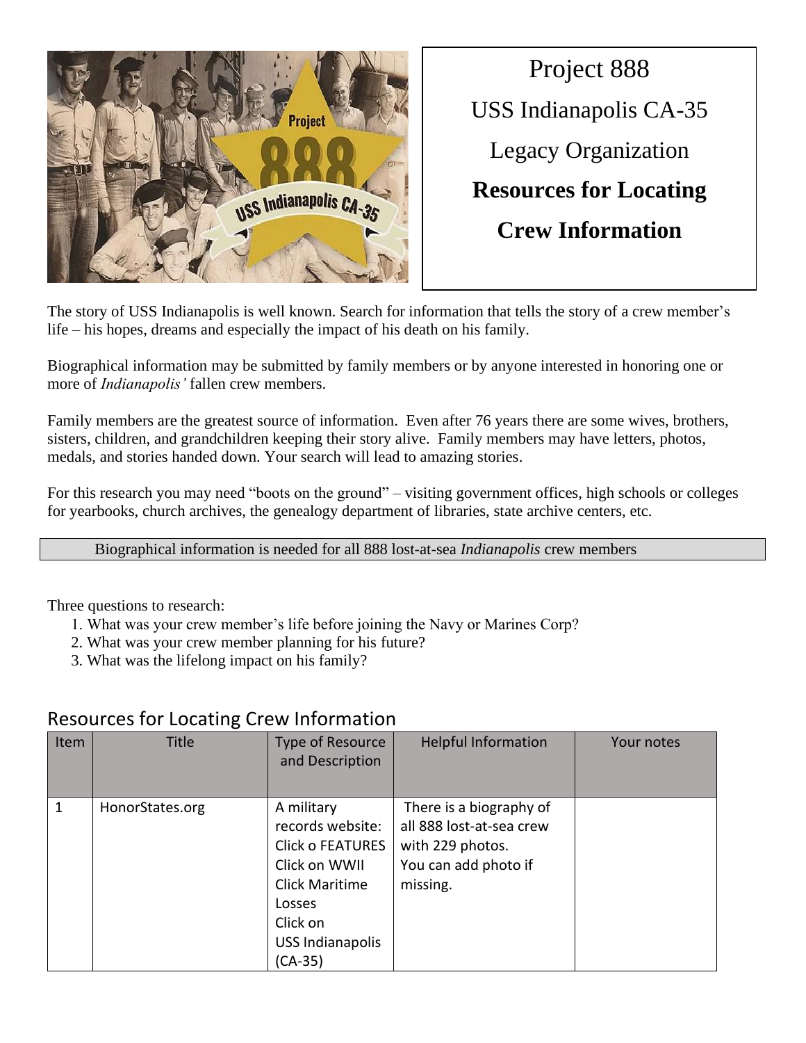Project 888

USS Indianapolis CA-35

Legacy Organization

**Resources for Locating**

**Crew Information**

The story of USS Indianapolis is well known. Search for information that tells the story of a crew member's life – his hopes, dreams and especially the impact of his death on his family.

Biographical information may be submitted by family members or by anyone interested in honoring one or more of *Indianapolis'* fallen crew members.

Family members are the greatest source of information. Even after 76 years there are some wives, brothers, sisters, children, and grandchildren keeping their story alive. Family members may have letters, photos, medals, and stories handed down. Your search will lead to amazing stories.

For this research you may need "boots on the ground" – visiting government offices, high schools or colleges for yearbooks, church archives, the genealogy department of libraries, state archive centers, etc.

Biographical information is needed for all 888 lost-at-sea *Indianapolis* crew members

Three questions to research:

1. What was your crew member's life before joining the Navy or Marines Corp?
2. What was your crew member planning for his future?
3. What was the lifelong impact on his family?

## Resources for Locating Crew Information

| Item | Title | Type of Resource and Description | Helpful Information | Your notes |
|---|---|---|---|---|
| 1 | HonorStates.org | A military records website: Click o FEATURES Click on WWII Click Maritime Losses Click on USS Indianapolis (CA-35) | There is a biography of all 888 lost-at-sea crew with 229 photos. You can add photo if missing. | |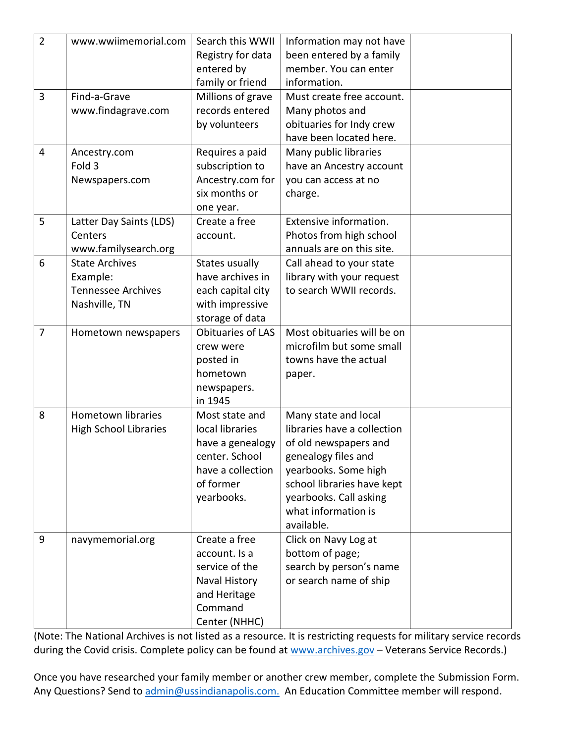| | | | | |
|---|---|---|---|---|
| 2 | www.wwiimemorial.com | Search this WWII Registry for data entered by family or friend | Information may not have been entered by a family member. You can enter information. | |
| 3 | Find-a-Grave www.findagrave.com | Millions of grave records entered by volunteers | Must create free account. Many photos and obituaries for Indy crew have been located here. | |
| 4 | Ancestry.com Fold 3 Newspapers.com | Requires a paid subscription to Ancestry.com for six months or one year. | Many public libraries have an Ancestry account you can access at no charge. | |
| 5 | Latter Day Saints (LDS) Centers www.familysearch.org | Create a free account. | Extensive information. Photos from high school annuals are on this site. | |
| 6 | State Archives Example: Tennessee Archives Nashville, TN | States usually have archives in each capital city with impressive storage of data | Call ahead to your state library with your request to search WWII records. | |
| 7 | Hometown newspapers | Obituaries of LAS crew were posted in hometown newspapers. in 1945 | Most obituaries will be on microfilm but some small towns have the actual paper. | |
| 8 | Hometown libraries High School Libraries | Most state and local libraries have a genealogy center. School have a collection of former yearbooks. | Many state and local libraries have a collection of old newspapers and genealogy files and yearbooks. Some high school libraries have kept yearbooks. Call asking what information is available. | |
| 9 | navymemorial.org | Create a free account. Is a service of the Naval History and Heritage Command Center (NHHC) | Click on Navy Log at bottom of page; search by person's name or search name of ship | |

(Note: The National Archives is not listed as a resource. It is restricting requests for military service records during the Covid crisis. Complete policy can be found at www.archives.gov – Veterans Service Records.)

Once you have researched your family member or another crew member, complete the Submission Form. Any Questions? Send to admin@ussindianapolis.com. An Education Committee member will respond.